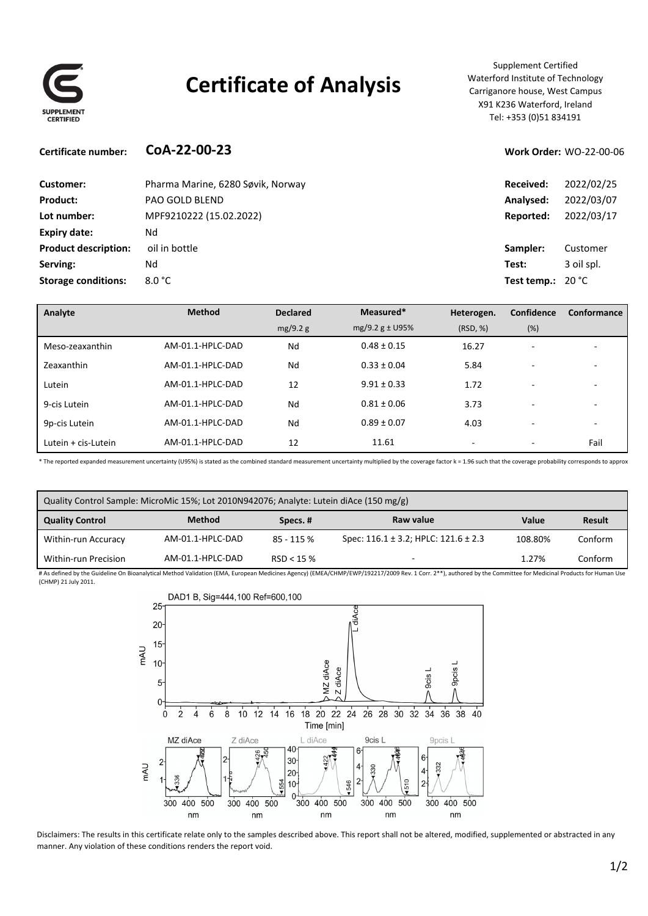SUPPLEMENT CERTIFIED

# Certificate of Analysis

Supplement Certified
Waterford Institute of Technology
Carriganore house, West Campus
X91 K236 Waterford, Ireland
Tel: +353 (0)51 834191

**Certificate number:** **CoA-22-00-23** **Work Order:** WO-22-00-06

| | | | |
|---|---|---|---|
| **Customer:** | Pharma Marine, 6280 Søvik, Norway | **Received:** | 2022/02/25 |
| **Product:** | PAO GOLD BLEND | **Analysed:** | 2022/03/07 |
| **Lot number:** | MPF9210222 (15.02.2022) | **Reported:** | 2022/03/17 |
| **Expiry date:** | Nd | | |
| **Product description:** | oil in bottle | **Sampler:** | Customer |
| **Serving:** | Nd | **Test:** | 3 oil spl. |
| **Storage conditions:** | 8.0 °C | **Test temp.:** | 20 °C |

| Analyte | Method | Declared mg/9.2 g | Measured* mg/9.2 g ± U95% | Heterogen. (RSD, %) | Confidence (%) | Conformance |
|---|---|---|---|---|---|---|
| Meso-zeaxanthin | AM-01.1-HPLC-DAD | Nd | 0.48 ± 0.15 | 16.27 | - | - |
| Zeaxanthin | AM-01.1-HPLC-DAD | Nd | 0.33 ± 0.04 | 5.84 | - | - |
| Lutein | AM-01.1-HPLC-DAD | 12 | 9.91 ± 0.33 | 1.72 | - | - |
| 9-cis Lutein | AM-01.1-HPLC-DAD | Nd | 0.81 ± 0.06 | 3.73 | - | - |
| 9p-cis Lutein | AM-01.1-HPLC-DAD | Nd | 0.89 ± 0.07 | 4.03 | - | - |
| Lutein + cis-Lutein | AM-01.1-HPLC-DAD | 12 | 11.61 | - | - | Fail |

\* The reported expanded measurement uncertainty (U95%) is stated as the combined standard measurement uncertainty multiplied by the coverage factor k = 1.96 such that the coverage probability corresponds to approx

| Quality Control Sample: MicroMic 15%; Lot 2010N942076; Analyte: Lutein diAce (150 mg/g) | | | | | |
|---|---|---|---|---|---|
| **Quality Control** | **Method** | **Specs. #** | **Raw value** | **Value** | **Result** |
| Within-run Accuracy | AM-01.1-HPLC-DAD | 85 - 115 % | Spec: 116.1 ± 3.2; HPLC: 121.6 ± 2.3 | 108.80% | Conform |
| Within-run Precision | AM-01.1-HPLC-DAD | RSD < 15 % | - | 1.27% | Conform |

\# As defined by the Guideline On Bioanalytical Method Validation (EMA, European Medicines Agency) (EMEA/CHMP/EWP/192217/2009 Rev. 1 Corr. 2**), authored by the Committee for Medicinal Products for Human Use (CHMP) 21 July 2011.

Disclaimers: The results in this certificate relate only to the samples described above. This report shall not be altered, modified, supplemented or abstracted in any manner. Any violation of these conditions renders the report void.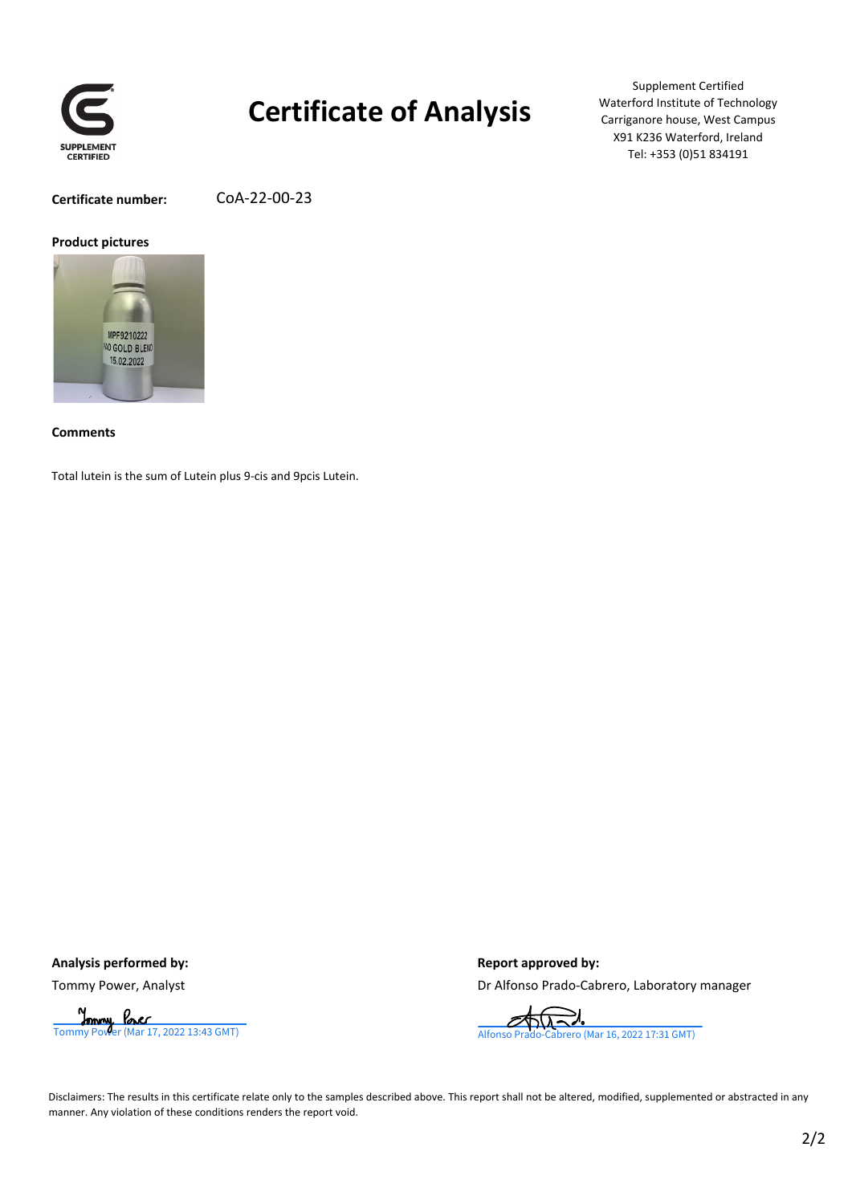# Certificate of Analysis

Supplement Certified
Waterford Institute of Technology
Carriganore house, West Campus
X91 K236 Waterford, Ireland
Tel: +353 (0)51 834191

**Certificate number:** CoA-22-00-23

**Product pictures**

**Comments**

Total lutein is the sum of Lutein plus 9-cis and 9pcis Lutein.

**Analysis performed by:**

Tommy Power, Analyst

Tommy Power (Mar 17, 2022 13:43 GMT)

**Report approved by:**

Dr Alfonso Prado-Cabrero, Laboratory manager

Alfonso Prado-Cabrero (Mar 16, 2022 17:31 GMT)

Disclaimers: The results in this certificate relate only to the samples described above. This report shall not be altered, modified, supplemented or abstracted in any manner. Any violation of these conditions renders the report void.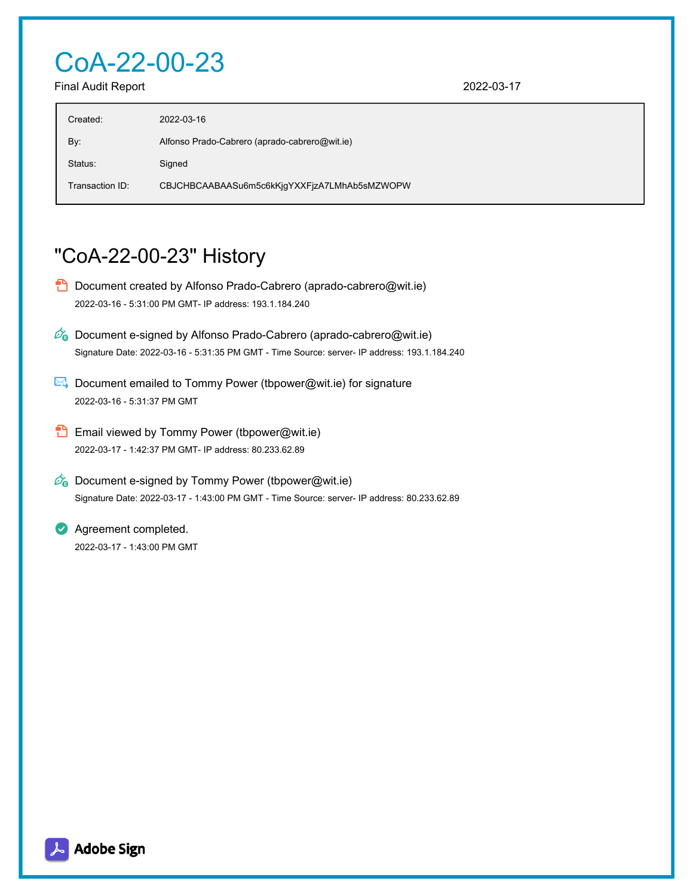# CoA-22-00-23

Final Audit Report 2022-03-17

| | |
|---|---|
| Created: | 2022-03-16 |
| By: | Alfonso Prado-Cabrero (aprado-cabrero@wit.ie) |
| Status: | Signed |
| Transaction ID: | CBJCHBCAABAASu6m5c6kKjgYXXFjzA7LMhAb5sMZWOPW |

## "CoA-22-00-23" History

- Document created by Alfonso Prado-Cabrero (aprado-cabrero@wit.ie)
  2022-03-16 - 5:31:00 PM GMT- IP address: 193.1.184.240

- Document e-signed by Alfonso Prado-Cabrero (aprado-cabrero@wit.ie)
  Signature Date: 2022-03-16 - 5:31:35 PM GMT - Time Source: server- IP address: 193.1.184.240

- Document emailed to Tommy Power (tbpower@wit.ie) for signature
  2022-03-16 - 5:31:37 PM GMT

- Email viewed by Tommy Power (tbpower@wit.ie)
  2022-03-17 - 1:42:37 PM GMT- IP address: 80.233.62.89

- Document e-signed by Tommy Power (tbpower@wit.ie)
  Signature Date: 2022-03-17 - 1:43:00 PM GMT - Time Source: server- IP address: 80.233.62.89

- Agreement completed.
  2022-03-17 - 1:43:00 PM GMT

Adobe Sign